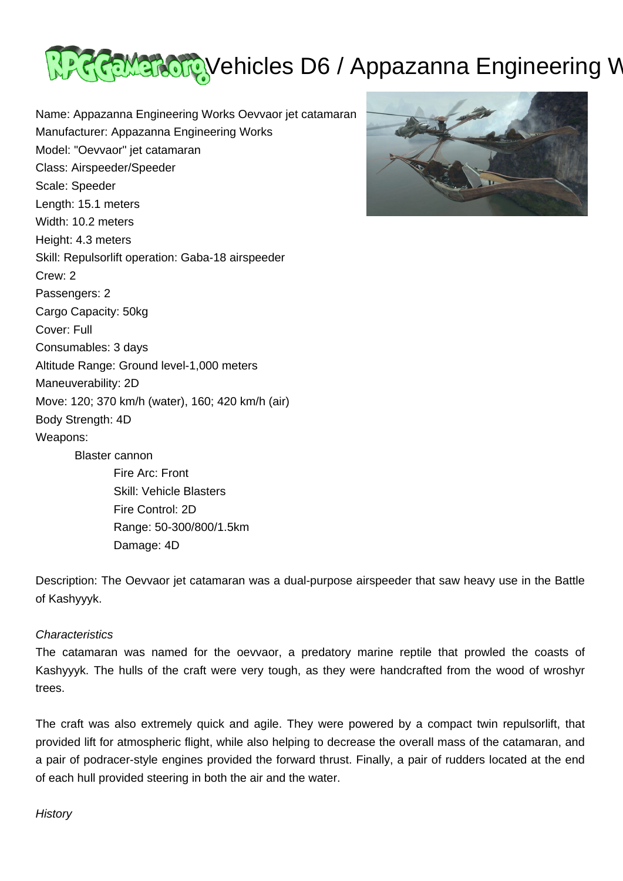# Vehicles D6 / Appazanna Engineering W

Name: Appazanna Engineering Works Oevvaor jet catamaran
Manufacturer: Appazanna Engineering Works
Model: "Oevvaor" jet catamaran
Class: Airspeeder/Speeder
Scale: Speeder
Length: 15.1 meters
Width: 10.2 meters
Height: 4.3 meters
Skill: Repulsorlift operation: Gaba-18 airspeeder
Crew: 2
Passengers: 2
Cargo Capacity: 50kg
Cover: Full
Consumables: 3 days
Altitude Range: Ground level-1,000 meters
Maneuverability: 2D
Move: 120; 370 km/h (water), 160; 420 km/h (air)
Body Strength: 4D
Weapons:

- Blaster cannon
  - Fire Arc: Front
  - Skill: Vehicle Blasters
  - Fire Control: 2D
  - Range: 50-300/800/1.5km
  - Damage: 4D

Description: The Oevvaor jet catamaran was a dual-purpose airspeeder that saw heavy use in the Battle of Kashyyyk.

*Characteristics*

The catamaran was named for the oevvaor, a predatory marine reptile that prowled the coasts of Kashyyyk. The hulls of the craft were very tough, as they were handcrafted from the wood of wroshyr trees.

The craft was also extremely quick and agile. They were powered by a compact twin repulsorlift, that provided lift for atmospheric flight, while also helping to decrease the overall mass of the catamaran, and a pair of podracer-style engines provided the forward thrust. Finally, a pair of rudders located at the end of each hull provided steering in both the air and the water.

*History*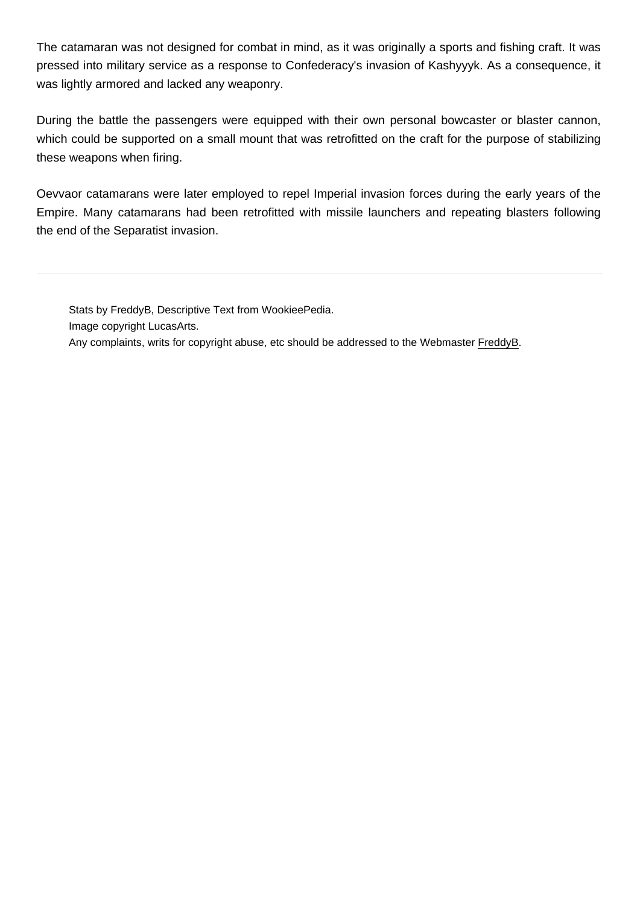The catamaran was not designed for combat in mind, as it was originally a sports and fishing craft. It was pressed into military service as a response to Confederacy's invasion of Kashyyyk. As a consequence, it was lightly armored and lacked any weaponry.

During the battle the passengers were equipped with their own personal bowcaster or blaster cannon, which could be supported on a small mount that was retrofitted on the craft for the purpose of stabilizing these weapons when firing.

Oevvaor catamarans were later employed to repel Imperial invasion forces during the early years of the Empire. Many catamarans had been retrofitted with missile launchers and repeating blasters following the end of the Separatist invasion.

---

Stats by FreddyB, Descriptive Text from WookieePedia.
Image copyright LucasArts.
Any complaints, writs for copyright abuse, etc should be addressed to the Webmaster FreddyB.